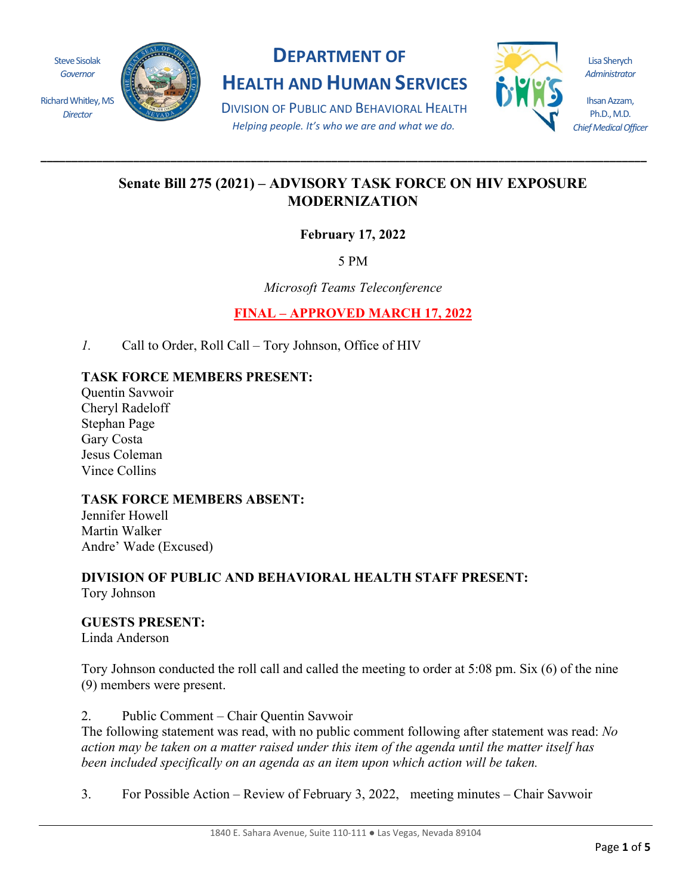Steve Sisolak
*Governor*

Richard Whitley, MS
*Director*

# DEPARTMENT OF HEALTH AND HUMAN SERVICES

DIVISION OF PUBLIC AND BEHAVIORAL HEALTH

*Helping people. It's who we are and what we do.*

Lisa Sherych
*Administrator*

Ihsan Azzam, Ph.D., M.D.
*Chief Medical Officer*

---

## Senate Bill 275 (2021) – ADVISORY TASK FORCE ON HIV EXPOSURE MODERNIZATION

**February 17, 2022**

5 PM

*Microsoft Teams Teleconference*

**FINAL – APPROVED MARCH 17, 2022**

*1.* Call to Order, Roll Call – Tory Johnson, Office of HIV

**TASK FORCE MEMBERS PRESENT:**
Quentin Savwoir
Cheryl Radeloff
Stephan Page
Gary Costa
Jesus Coleman
Vince Collins

**TASK FORCE MEMBERS ABSENT:**
Jennifer Howell
Martin Walker
Andre' Wade (Excused)

**DIVISION OF PUBLIC AND BEHAVIORAL HEALTH STAFF PRESENT:**
Tory Johnson

**GUESTS PRESENT:**
Linda Anderson

Tory Johnson conducted the roll call and called the meeting to order at 5:08 pm. Six (6) of the nine (9) members were present.

2. Public Comment – Chair Quentin Savwoir
The following statement was read, with no public comment following after statement was read: *No action may be taken on a matter raised under this item of the agenda until the matter itself has been included specifically on an agenda as an item upon which action will be taken.*

3. For Possible Action – Review of February 3, 2022, meeting minutes – Chair Savwoir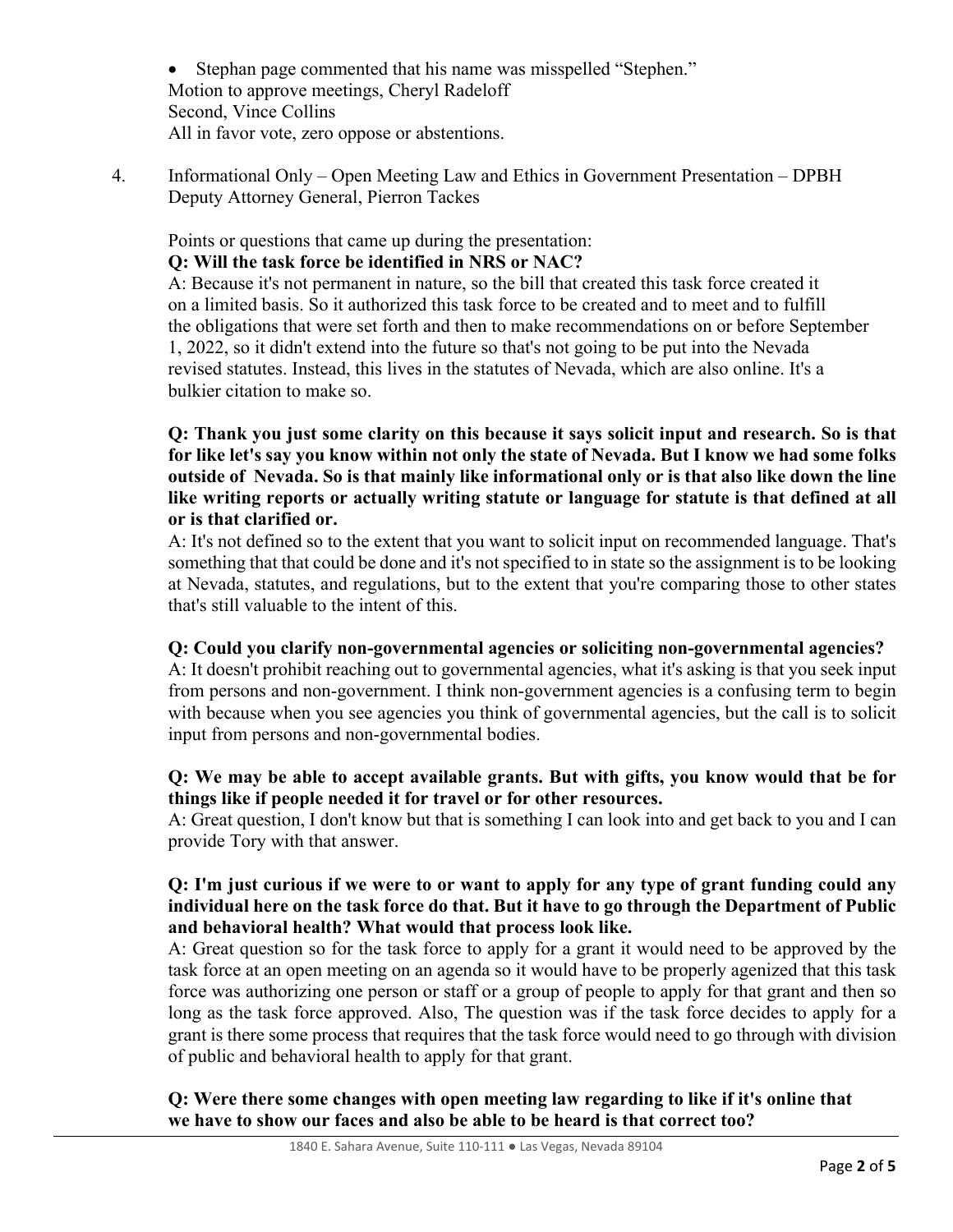- Stephan page commented that his name was misspelled "Stephen."

Motion to approve meetings, Cheryl Radeloff
Second, Vince Collins
All in favor vote, zero oppose or abstentions.

4. Informational Only – Open Meeting Law and Ethics in Government Presentation – DPBH Deputy Attorney General, Pierron Tackes

Points or questions that came up during the presentation:

**Q: Will the task force be identified in NRS or NAC?**

A: Because it's not permanent in nature, so the bill that created this task force created it on a limited basis. So it authorized this task force to be created and to meet and to fulfill the obligations that were set forth and then to make recommendations on or before September 1, 2022, so it didn't extend into the future so that's not going to be put into the Nevada revised statutes. Instead, this lives in the statutes of Nevada, which are also online. It's a bulkier citation to make so.

**Q: Thank you just some clarity on this because it says solicit input and research. So is that for like let's say you know within not only the state of Nevada. But I know we had some folks outside of Nevada. So is that mainly like informational only or is that also like down the line like writing reports or actually writing statute or language for statute is that defined at all or is that clarified or.**

A: It's not defined so to the extent that you want to solicit input on recommended language. That's something that that could be done and it's not specified to in state so the assignment is to be looking at Nevada, statutes, and regulations, but to the extent that you're comparing those to other states that's still valuable to the intent of this.

**Q: Could you clarify non-governmental agencies or soliciting non-governmental agencies?**

A: It doesn't prohibit reaching out to governmental agencies, what it's asking is that you seek input from persons and non-government. I think non-government agencies is a confusing term to begin with because when you see agencies you think of governmental agencies, but the call is to solicit input from persons and non-governmental bodies.

**Q: We may be able to accept available grants. But with gifts, you know would that be for things like if people needed it for travel or for other resources.**

A: Great question, I don't know but that is something I can look into and get back to you and I can provide Tory with that answer.

**Q: I'm just curious if we were to or want to apply for any type of grant funding could any individual here on the task force do that. But it have to go through the Department of Public and behavioral health? What would that process look like.**

A: Great question so for the task force to apply for a grant it would need to be approved by the task force at an open meeting on an agenda so it would have to be properly agenized that this task force was authorizing one person or staff or a group of people to apply for that grant and then so long as the task force approved. Also, The question was if the task force decides to apply for a grant is there some process that requires that the task force would need to go through with division of public and behavioral health to apply for that grant.

**Q: Were there some changes with open meeting law regarding to like if it's online that we have to show our faces and also be able to be heard is that correct too?**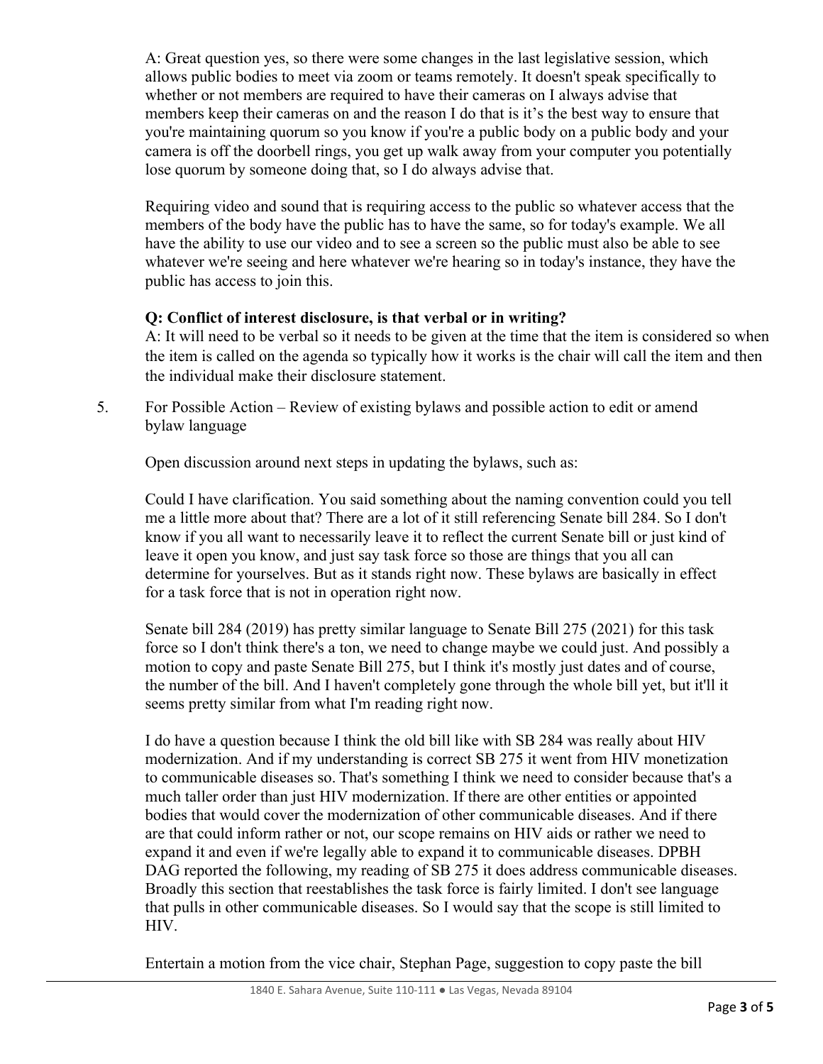A: Great question yes, so there were some changes in the last legislative session, which allows public bodies to meet via zoom or teams remotely. It doesn't speak specifically to whether or not members are required to have their cameras on I always advise that members keep their cameras on and the reason I do that is it's the best way to ensure that you're maintaining quorum so you know if you're a public body on a public body and your camera is off the doorbell rings, you get up walk away from your computer you potentially lose quorum by someone doing that, so I do always advise that.

Requiring video and sound that is requiring access to the public so whatever access that the members of the body have the public has to have the same, so for today's example. We all have the ability to use our video and to see a screen so the public must also be able to see whatever we're seeing and here whatever we're hearing so in today's instance, they have the public has access to join this.

**Q: Conflict of interest disclosure, is that verbal or in writing?**

A: It will need to be verbal so it needs to be given at the time that the item is considered so when the item is called on the agenda so typically how it works is the chair will call the item and then the individual make their disclosure statement.

5. For Possible Action – Review of existing bylaws and possible action to edit or amend bylaw language

Open discussion around next steps in updating the bylaws, such as:

Could I have clarification. You said something about the naming convention could you tell me a little more about that? There are a lot of it still referencing Senate bill 284. So I don't know if you all want to necessarily leave it to reflect the current Senate bill or just kind of leave it open you know, and just say task force so those are things that you all can determine for yourselves. But as it stands right now. These bylaws are basically in effect for a task force that is not in operation right now.

Senate bill 284 (2019) has pretty similar language to Senate Bill 275 (2021) for this task force so I don't think there's a ton, we need to change maybe we could just. And possibly a motion to copy and paste Senate Bill 275, but I think it's mostly just dates and of course, the number of the bill. And I haven't completely gone through the whole bill yet, but it'll it seems pretty similar from what I'm reading right now.

I do have a question because I think the old bill like with SB 284 was really about HIV modernization. And if my understanding is correct SB 275 it went from HIV monetization to communicable diseases so. That's something I think we need to consider because that's a much taller order than just HIV modernization. If there are other entities or appointed bodies that would cover the modernization of other communicable diseases. And if there are that could inform rather or not, our scope remains on HIV aids or rather we need to expand it and even if we're legally able to expand it to communicable diseases. DPBH DAG reported the following, my reading of SB 275 it does address communicable diseases. Broadly this section that reestablishes the task force is fairly limited. I don't see language that pulls in other communicable diseases. So I would say that the scope is still limited to HIV.

Entertain a motion from the vice chair, Stephan Page, suggestion to copy paste the bill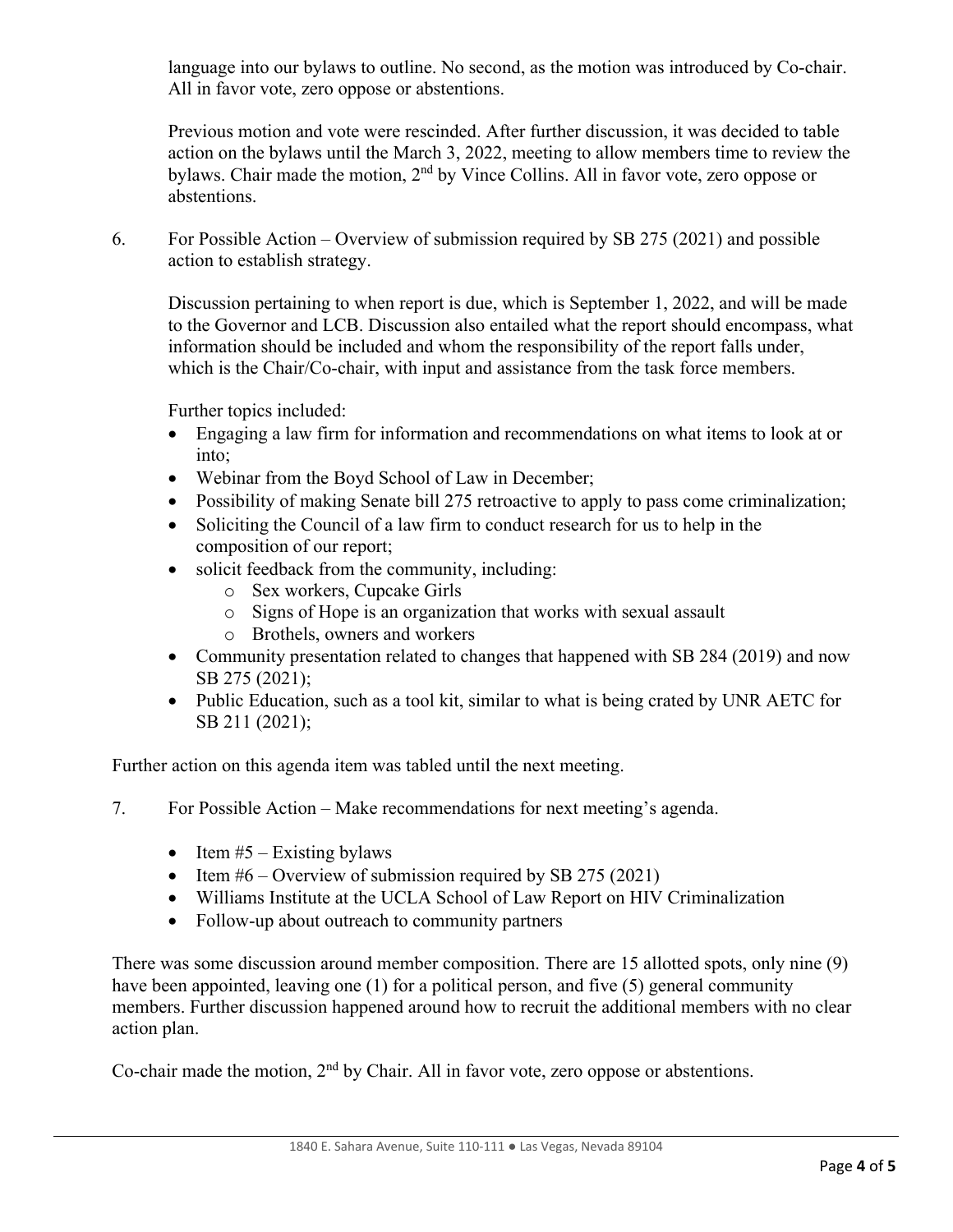language into our bylaws to outline. No second, as the motion was introduced by Co-chair. All in favor vote, zero oppose or abstentions.

Previous motion and vote were rescinded. After further discussion, it was decided to table action on the bylaws until the March 3, 2022, meeting to allow members time to review the bylaws. Chair made the motion, 2nd by Vince Collins. All in favor vote, zero oppose or abstentions.

6. For Possible Action – Overview of submission required by SB 275 (2021) and possible action to establish strategy.

   Discussion pertaining to when report is due, which is September 1, 2022, and will be made to the Governor and LCB. Discussion also entailed what the report should encompass, what information should be included and whom the responsibility of the report falls under, which is the Chair/Co-chair, with input and assistance from the task force members.

   Further topics included:

   - Engaging a law firm for information and recommendations on what items to look at or into;
   - Webinar from the Boyd School of Law in December;
   - Possibility of making Senate bill 275 retroactive to apply to pass come criminalization;
   - Soliciting the Council of a law firm to conduct research for us to help in the composition of our report;
   - solicit feedback from the community, including:
     - Sex workers, Cupcake Girls
     - Signs of Hope is an organization that works with sexual assault
     - Brothels, owners and workers
   - Community presentation related to changes that happened with SB 284 (2019) and now SB 275 (2021);
   - Public Education, such as a tool kit, similar to what is being crated by UNR AETC for SB 211 (2021);

Further action on this agenda item was tabled until the next meeting.

7. For Possible Action – Make recommendations for next meeting's agenda.

   - Item #5 – Existing bylaws
   - Item #6 – Overview of submission required by SB 275 (2021)
   - Williams Institute at the UCLA School of Law Report on HIV Criminalization
   - Follow-up about outreach to community partners

There was some discussion around member composition. There are 15 allotted spots, only nine (9) have been appointed, leaving one (1) for a political person, and five (5) general community members. Further discussion happened around how to recruit the additional members with no clear action plan.

Co-chair made the motion, 2nd by Chair. All in favor vote, zero oppose or abstentions.

1840 E. Sahara Avenue, Suite 110-111 ● Las Vegas, Nevada 89104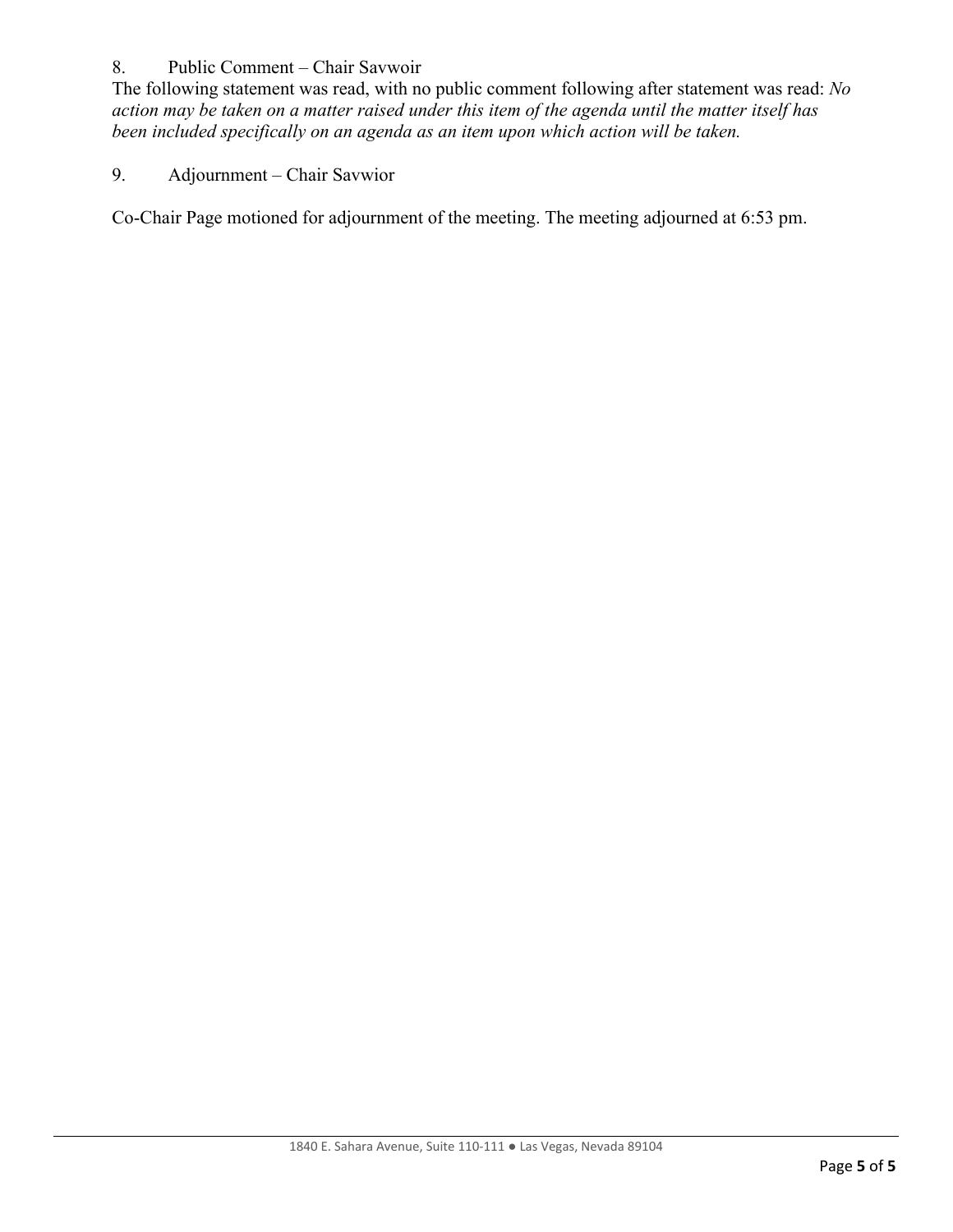8. Public Comment – Chair Savwoir

The following statement was read, with no public comment following after statement was read: *No action may be taken on a matter raised under this item of the agenda until the matter itself has been included specifically on an agenda as an item upon which action will be taken.*

9. Adjournment – Chair Savwior

Co-Chair Page motioned for adjournment of the meeting. The meeting adjourned at 6:53 pm.

1840 E. Sahara Avenue, Suite 110-111 ● Las Vegas, Nevada 89104